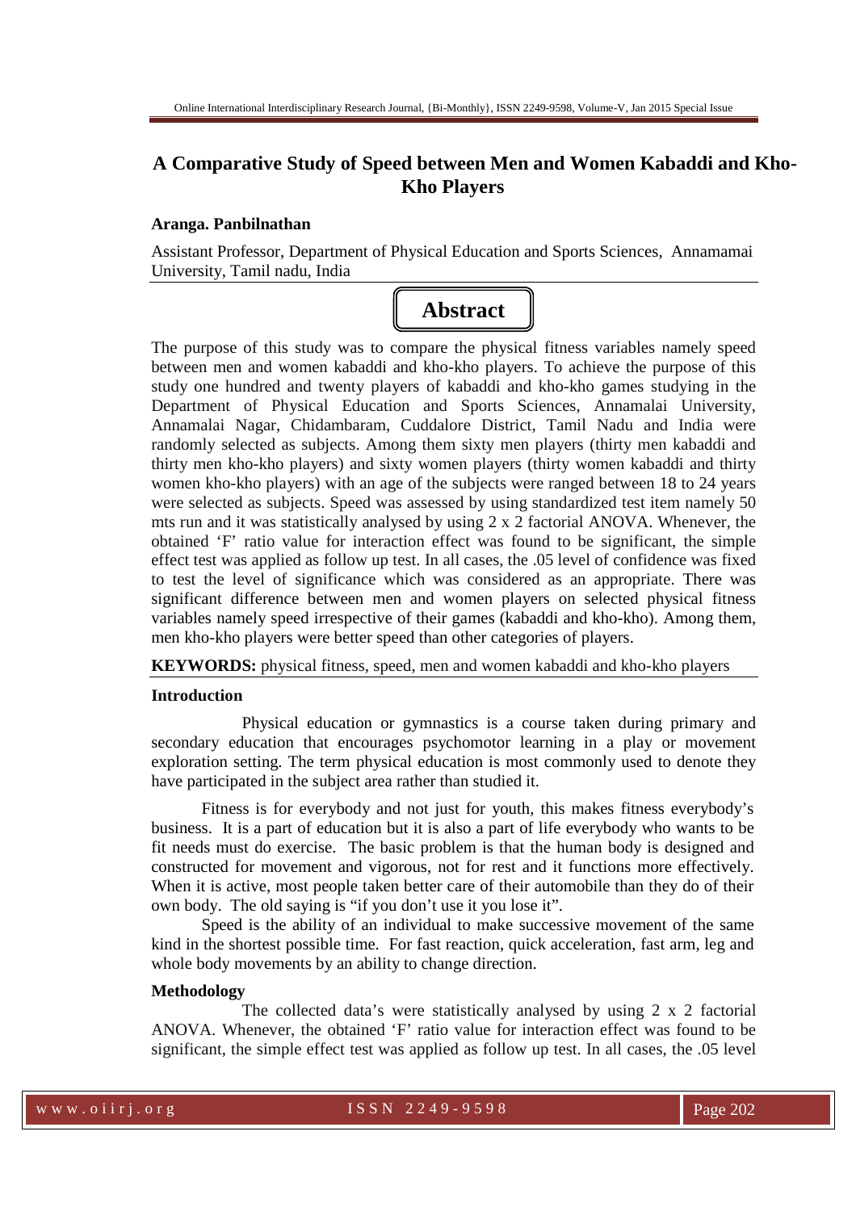# A Comparative Study of Speed between Men and Women Kabaddi and Kho-Kho Players

**Aranga. Panbilnathan**

Assistant Professor, Department of Physical Education and Sports Sciences, Annamamai University, Tamil nadu, India

## Abstract

The purpose of this study was to compare the physical fitness variables namely speed between men and women kabaddi and kho-kho players. To achieve the purpose of this study one hundred and twenty players of kabaddi and kho-kho games studying in the Department of Physical Education and Sports Sciences, Annamalai University, Annamalai Nagar, Chidambaram, Cuddalore District, Tamil Nadu and India were randomly selected as subjects. Among them sixty men players (thirty men kabaddi and thirty men kho-kho players) and sixty women players (thirty women kabaddi and thirty women kho-kho players) with an age of the subjects were ranged between 18 to 24 years were selected as subjects. Speed was assessed by using standardized test item namely 50 mts run and it was statistically analysed by using 2 x 2 factorial ANOVA. Whenever, the obtained 'F' ratio value for interaction effect was found to be significant, the simple effect test was applied as follow up test. In all cases, the .05 level of confidence was fixed to test the level of significance which was considered as an appropriate. There was significant difference between men and women players on selected physical fitness variables namely speed irrespective of their games (kabaddi and kho-kho). Among them, men kho-kho players were better speed than other categories of players.

**KEYWORDS:** physical fitness, speed, men and women kabaddi and kho-kho players

### Introduction

Physical education or gymnastics is a course taken during primary and secondary education that encourages psychomotor learning in a play or movement exploration setting. The term physical education is most commonly used to denote they have participated in the subject area rather than studied it.

Fitness is for everybody and not just for youth, this makes fitness everybody's business. It is a part of education but it is also a part of life everybody who wants to be fit needs must do exercise. The basic problem is that the human body is designed and constructed for movement and vigorous, not for rest and it functions more effectively. When it is active, most people taken better care of their automobile than they do of their own body. The old saying is "if you don't use it you lose it".

Speed is the ability of an individual to make successive movement of the same kind in the shortest possible time. For fast reaction, quick acceleration, fast arm, leg and whole body movements by an ability to change direction.

### Methodology

The collected data's were statistically analysed by using 2 x 2 factorial ANOVA. Whenever, the obtained 'F' ratio value for interaction effect was found to be significant, the simple effect test was applied as follow up test. In all cases, the .05 level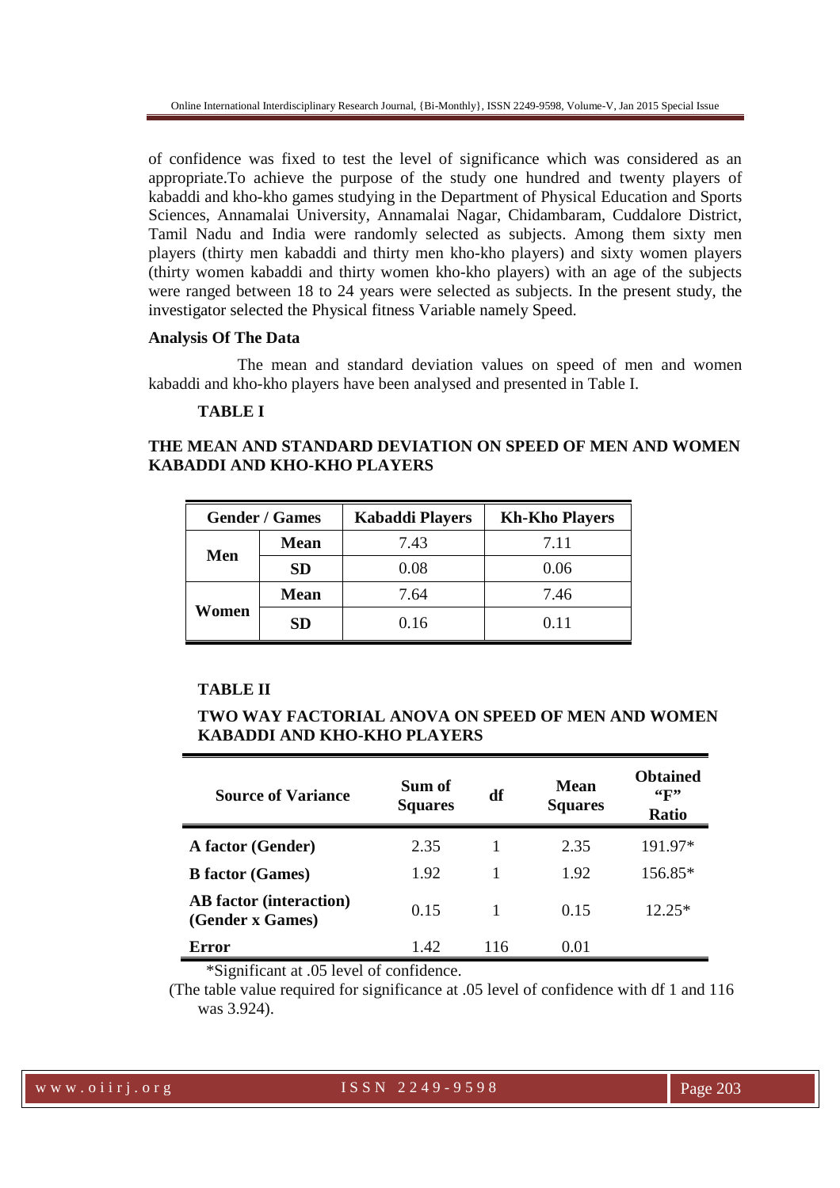of confidence was fixed to test the level of significance which was considered as an appropriate.To achieve the purpose of the study one hundred and twenty players of kabaddi and kho-kho games studying in the Department of Physical Education and Sports Sciences, Annamalai University, Annamalai Nagar, Chidambaram, Cuddalore District, Tamil Nadu and India were randomly selected as subjects. Among them sixty men players (thirty men kabaddi and thirty men kho-kho players) and sixty women players (thirty women kabaddi and thirty women kho-kho players) with an age of the subjects were ranged between 18 to 24 years were selected as subjects. In the present study, the investigator selected the Physical fitness Variable namely Speed.

**Analysis Of The Data**

The mean and standard deviation values on speed of men and women kabaddi and kho-kho players have been analysed and presented in Table I.

**TABLE I**

**THE MEAN AND STANDARD DEVIATION ON SPEED OF MEN AND WOMEN KABADDI AND KHO-KHO PLAYERS**

| Gender / Games | | Kabaddi Players | Kh-Kho Players |
|---|---|---|---|
| Men | Mean | 7.43 | 7.11 |
| | SD | 0.08 | 0.06 |
| Women | Mean | 7.64 | 7.46 |
| | SD | 0.16 | 0.11 |

**TABLE II**

**TWO WAY FACTORIAL ANOVA ON SPEED OF MEN AND WOMEN KABADDI AND KHO-KHO PLAYERS**

| Source of Variance | Sum of Squares | df | Mean Squares | Obtained "F" Ratio |
|---|---|---|---|---|
| A factor (Gender) | 2.35 | 1 | 2.35 | 191.97* |
| B factor (Games) | 1.92 | 1 | 1.92 | 156.85* |
| AB factor (interaction) (Gender x Games) | 0.15 | 1 | 0.15 | 12.25* |
| Error | 1.42 | 116 | 0.01 | |

*Significant at .05 level of confidence.

(The table value required for significance at .05 level of confidence with df 1 and 116 was 3.924).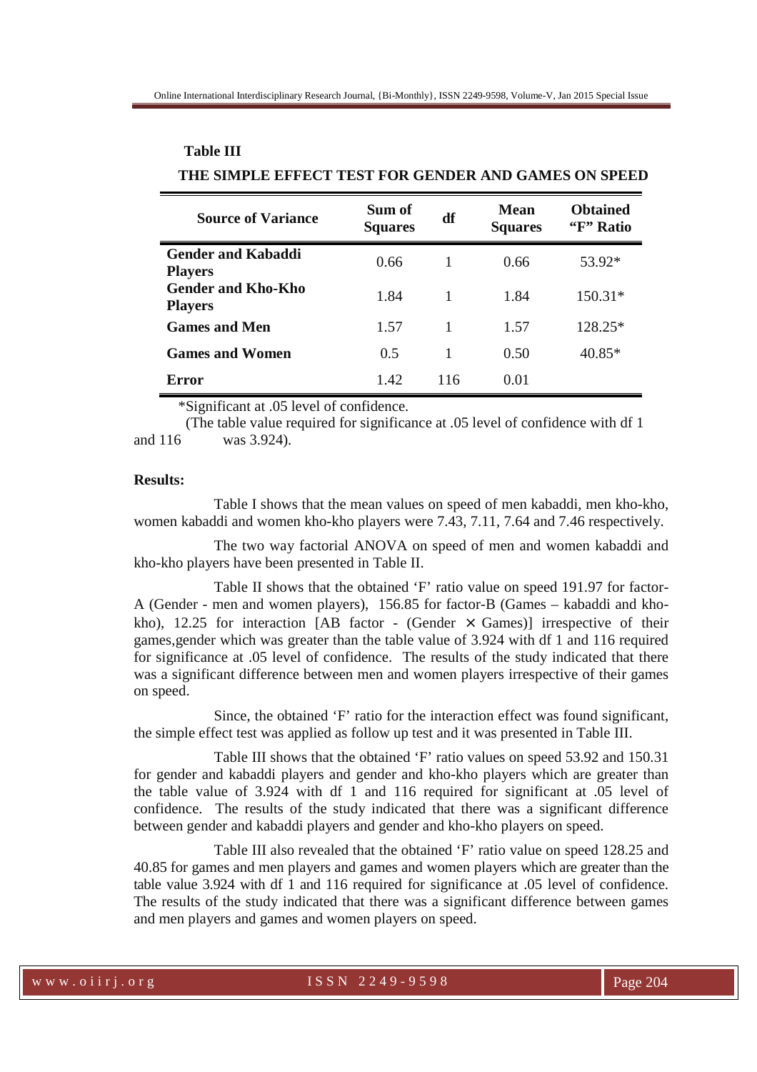**Table III**

**THE SIMPLE EFFECT TEST FOR GENDER AND GAMES ON SPEED**

| Source of Variance | Sum of Squares | df | Mean Squares | Obtained "F" Ratio |
|---|---|---|---|---|
| Gender and Kabaddi Players | 0.66 | 1 | 0.66 | 53.92* |
| Gender and Kho-Kho Players | 1.84 | 1 | 1.84 | 150.31* |
| Games and Men | 1.57 | 1 | 1.57 | 128.25* |
| Games and Women | 0.5 | 1 | 0.50 | 40.85* |
| Error | 1.42 | 116 | 0.01 | |

*Significant at .05 level of confidence.

(The table value required for significance at .05 level of confidence with df 1 and 116 was 3.924).

**Results:**

Table I shows that the mean values on speed of men kabaddi, men kho-kho, women kabaddi and women kho-kho players were 7.43, 7.11, 7.64 and 7.46 respectively.

The two way factorial ANOVA on speed of men and women kabaddi and kho-kho players have been presented in Table II.

Table II shows that the obtained 'F' ratio value on speed 191.97 for factor-A (Gender - men and women players), 156.85 for factor-B (Games – kabaddi and kho-kho), 12.25 for interaction [AB factor - (Gender × Games)] irrespective of their games,gender which was greater than the table value of 3.924 with df 1 and 116 required for significance at .05 level of confidence. The results of the study indicated that there was a significant difference between men and women players irrespective of their games on speed.

Since, the obtained 'F' ratio for the interaction effect was found significant, the simple effect test was applied as follow up test and it was presented in Table III.

Table III shows that the obtained 'F' ratio values on speed 53.92 and 150.31 for gender and kabaddi players and gender and kho-kho players which are greater than the table value of 3.924 with df 1 and 116 required for significant at .05 level of confidence. The results of the study indicated that there was a significant difference between gender and kabaddi players and gender and kho-kho players on speed.

Table III also revealed that the obtained 'F' ratio value on speed 128.25 and 40.85 for games and men players and games and women players which are greater than the table value 3.924 with df 1 and 116 required for significance at .05 level of confidence. The results of the study indicated that there was a significant difference between games and men players and games and women players on speed.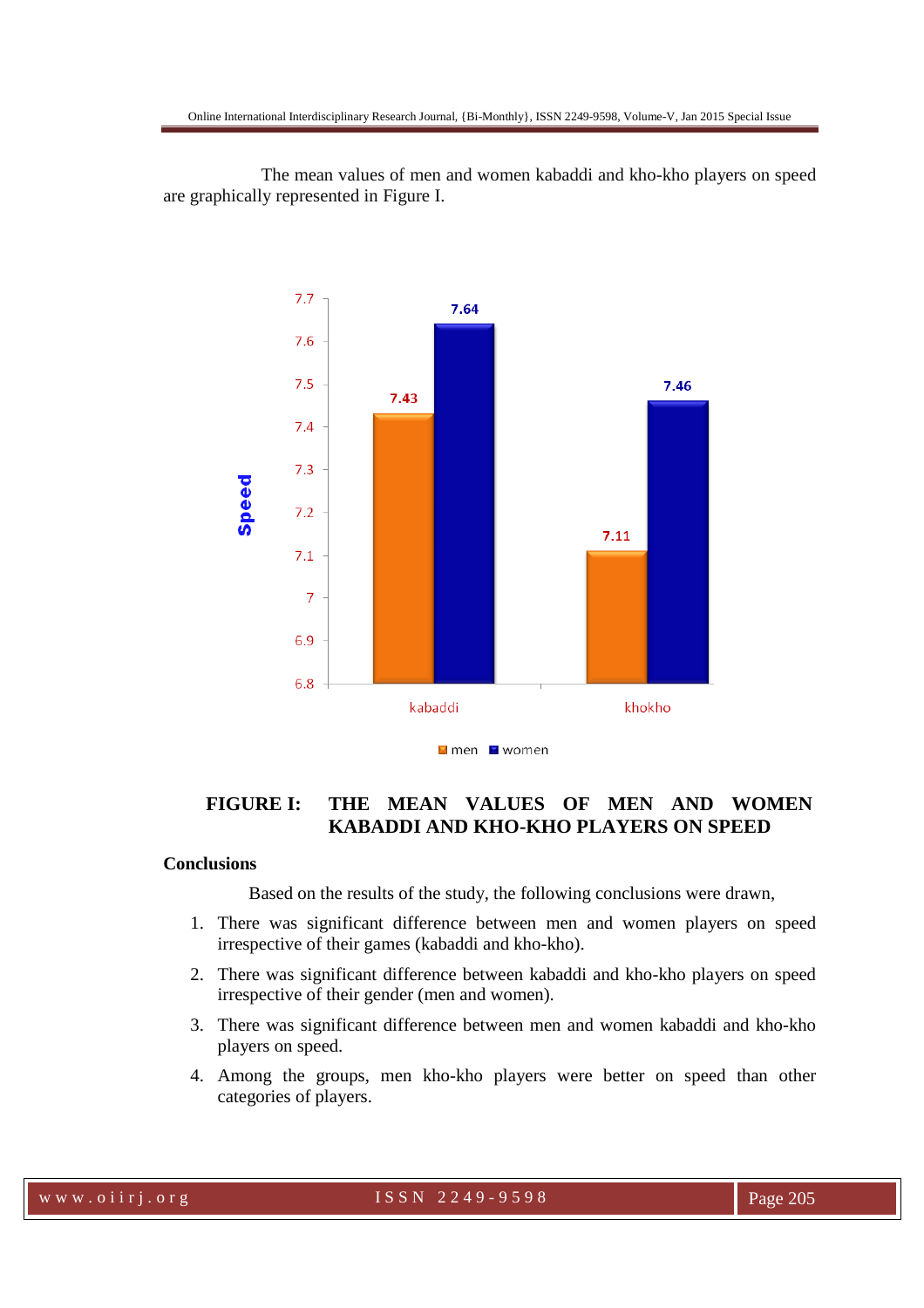The mean values of men and women kabaddi and kho-kho players on speed are graphically represented in Figure I.

**FIGURE I: THE MEAN VALUES OF MEN AND WOMEN KABADDI AND KHO-KHO PLAYERS ON SPEED**

## Conclusions

Based on the results of the study, the following conclusions were drawn,

1. There was significant difference between men and women players on speed irrespective of their games (kabaddi and kho-kho).
2. There was significant difference between kabaddi and kho-kho players on speed irrespective of their gender (men and women).
3. There was significant difference between men and women kabaddi and kho-kho players on speed.
4. Among the groups, men kho-kho players were better on speed than other categories of players.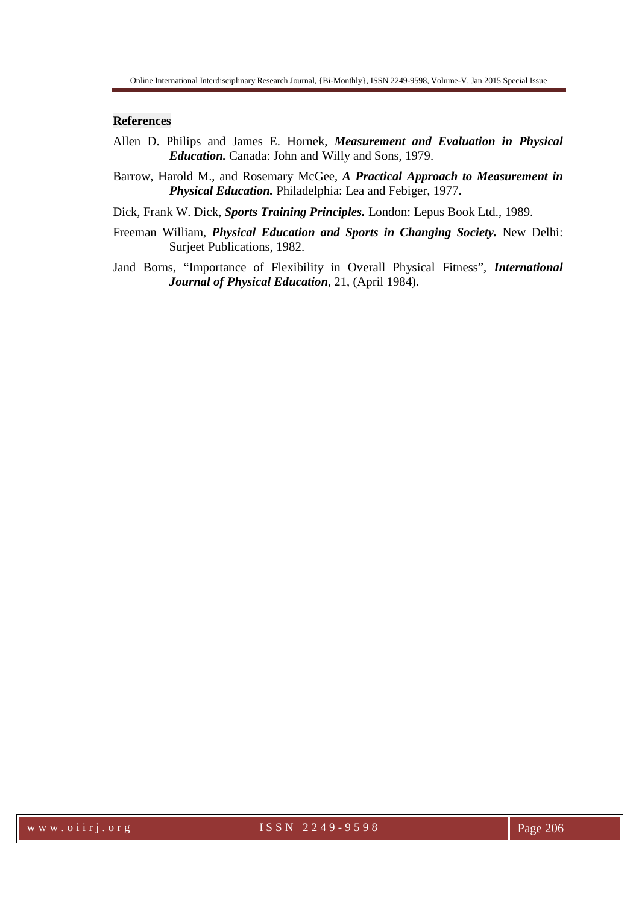**References**

Allen D. Philips and James E. Hornek, ***Measurement and Evaluation in Physical Education.*** Canada: John and Willy and Sons, 1979.

Barrow, Harold M., and Rosemary McGee, ***A Practical Approach to Measurement in Physical Education.*** Philadelphia: Lea and Febiger, 1977.

Dick, Frank W. Dick, ***Sports Training Principles.*** London: Lepus Book Ltd., 1989.

Freeman William, ***Physical Education and Sports in Changing Society.*** New Delhi: Surjeet Publications, 1982.

Jand Borns, "Importance of Flexibility in Overall Physical Fitness", ***International Journal of Physical Education***, 21, (April 1984).